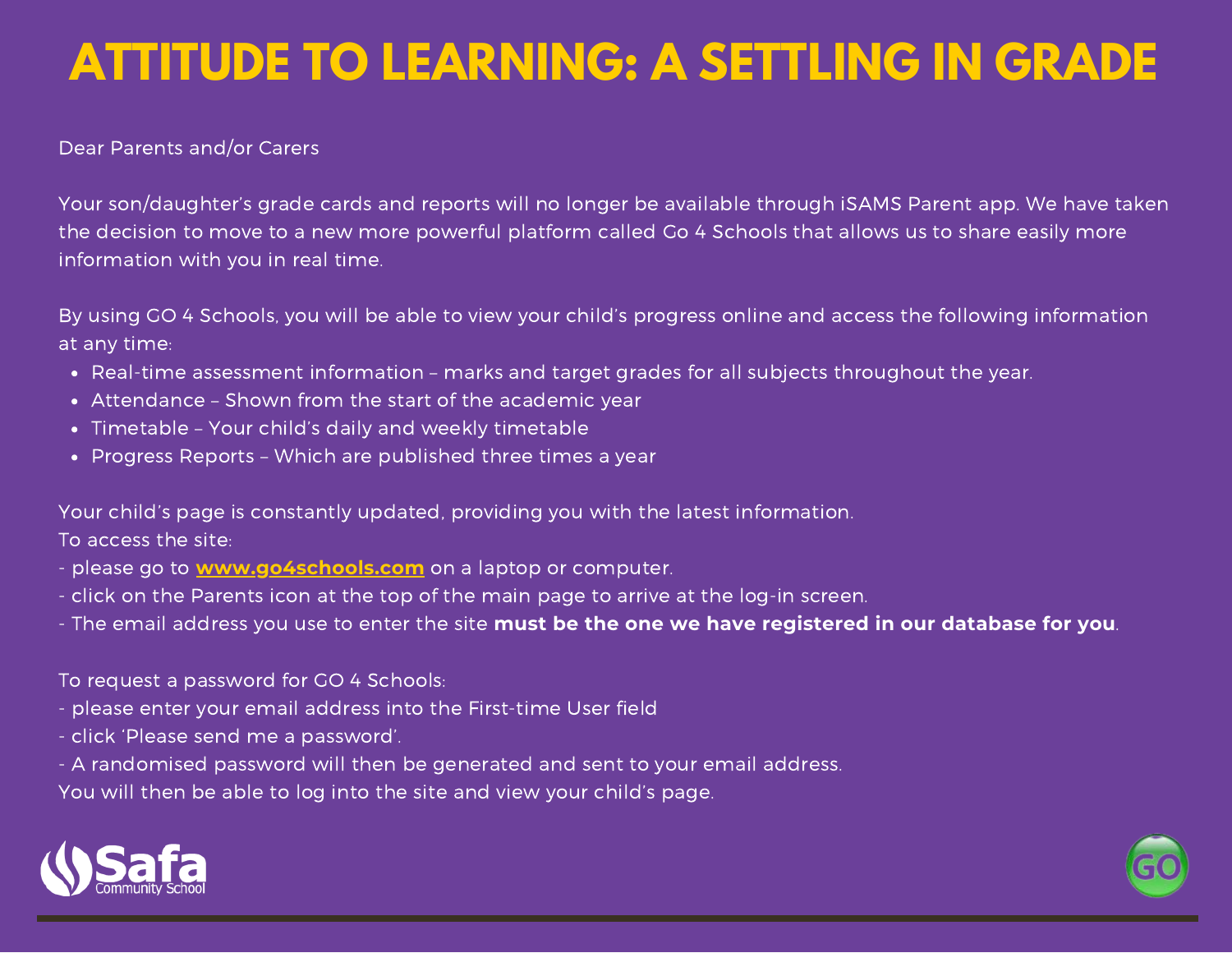# ATTITUDE TO LEARNING: A SETTLING IN GRADE

Dear Parents and/or Carers

Your son/daughter's grade cards and reports will no longer be available through iSAMS Parent app. We have taken the decision to move to a new more powerful platform called Go 4 Schools that allows us to share easily more information with you in real time.

By using GO 4 Schools, you will be able to view your child's progress online and access the following information at any time:

- Real-time assessment information – marks and target grades for all subjects throughout the year.
- Attendance – Shown from the start of the academic year
- Timetable – Your child's daily and weekly timetable
- Progress Reports – Which are published three times a year

Your child's page is constantly updated, providing you with the latest information.
To access the site:
- please go to **www.go4schools.com** on a laptop or computer.
- click on the Parents icon at the top of the main page to arrive at the log-in screen.
- The email address you use to enter the site **must be the one we have registered in our database for you**.

To request a password for GO 4 Schools:
- please enter your email address into the First-time User field
- click 'Please send me a password'.
- A randomised password will then be generated and sent to your email address.
You will then be able to log into the site and view your child's page.

Safa Community School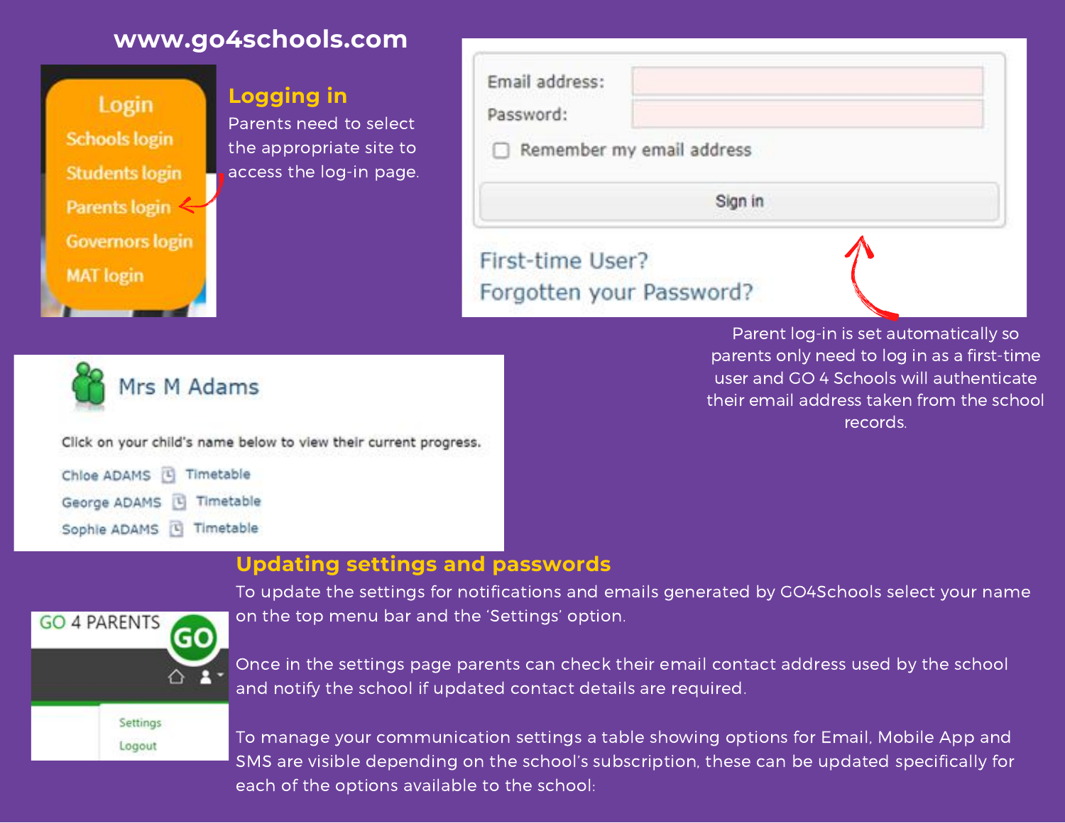www.go4schools.com

## Logging in

Parents need to select the appropriate site to access the log-in page.

Login
Schools login
Students login
Parents login
Governors login
MAT login

Email address:
Password:
Remember my email address
Sign in
First-time User?
Forgotten your Password?

Parent log-in is set automatically so parents only need to log in as a first-time user and GO 4 Schools will authenticate their email address taken from the school records.

Mrs M Adams

Click on your child's name below to view their current progress.

Chloe ADAMS Timetable
George ADAMS Timetable
Sophie ADAMS Timetable

GO 4 PARENTS
Settings
Logout

## Updating settings and passwords

To update the settings for notifications and emails generated by GO4Schools select your name on the top menu bar and the 'Settings' option.

Once in the settings page parents can check their email contact address used by the school and notify the school if updated contact details are required.

To manage your communication settings a table showing options for Email, Mobile App and SMS are visible depending on the school's subscription, these can be updated specifically for each of the options available to the school: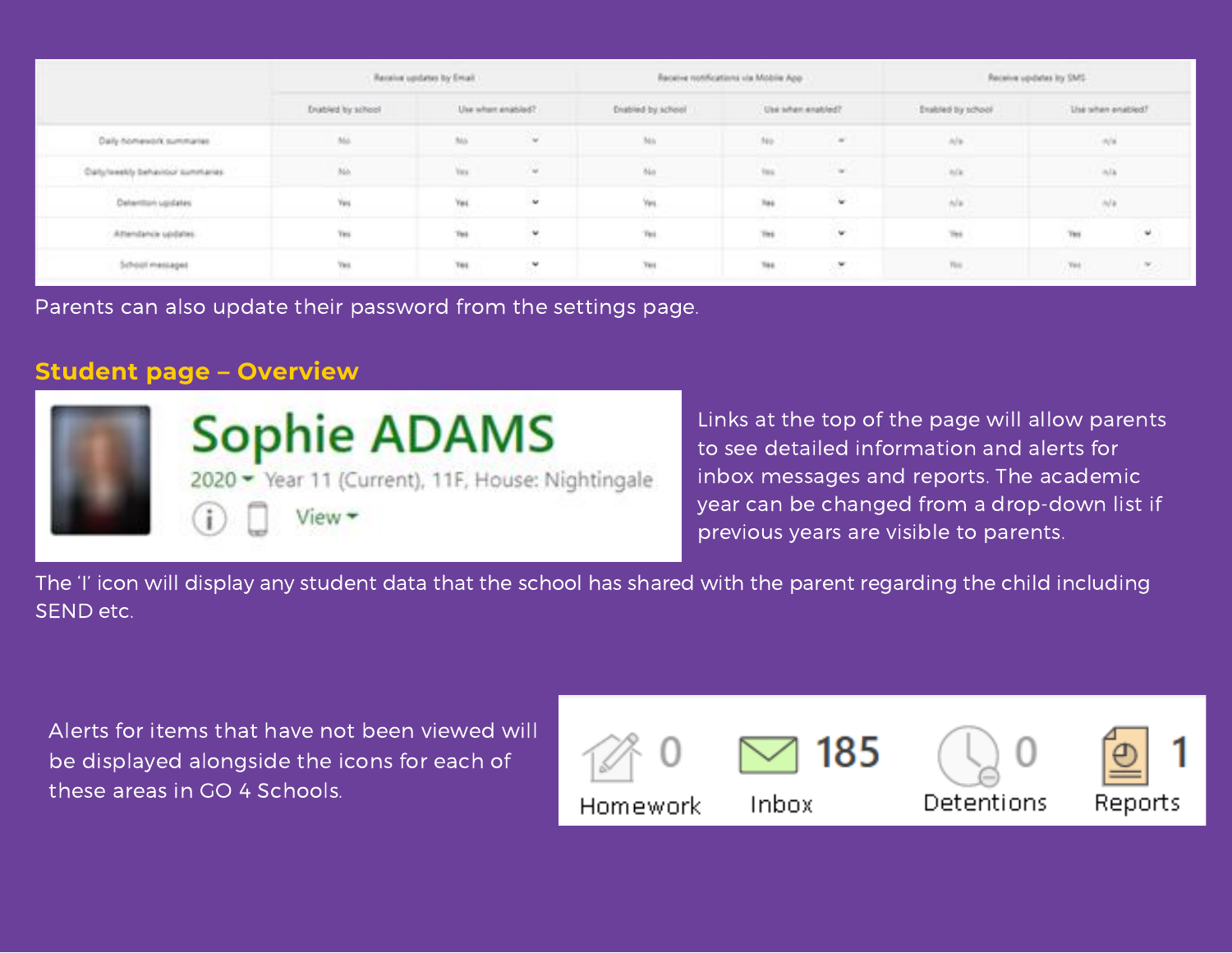| | Receive updates by Email | | Receive notifications via Mobile App | | Receive updates by SMS | |
|---|---|---|---|---|---|---|
| | Enabled by school | Use when enabled? | Enabled by school | Use when enabled? | Enabled by school | Use when enabled? |
| Daily homework summaries | No | No | No | No | n/a | n/a |
| Daily/weekly behaviour summaries | No | Yes | No | Yes | n/a | n/a |
| Detention updates | Yes | Yes | Yes | Yes | n/a | n/a |
| Attendance updates | Yes | Yes | Yes | Yes | Yes | Yes |
| School messages | Yes | Yes | Yes | Yes | Yes | Yes |

Parents can also update their password from the settings page.

## Student page – Overview

Sophie ADAMS
2020 Year 11 (Current), 11F, House: Nightingale
View

Links at the top of the page will allow parents to see detailed information and alerts for inbox messages and reports. The academic year can be changed from a drop-down list if previous years are visible to parents.

The 'I' icon will display any student data that the school has shared with the parent regarding the child including SEND etc.

Alerts for items that have not been viewed will be displayed alongside the icons for each of these areas in GO 4 Schools.

| Homework | Inbox | Detentions | Reports |
|---|---|---|---|
| 0 | 185 | 0 | 1 |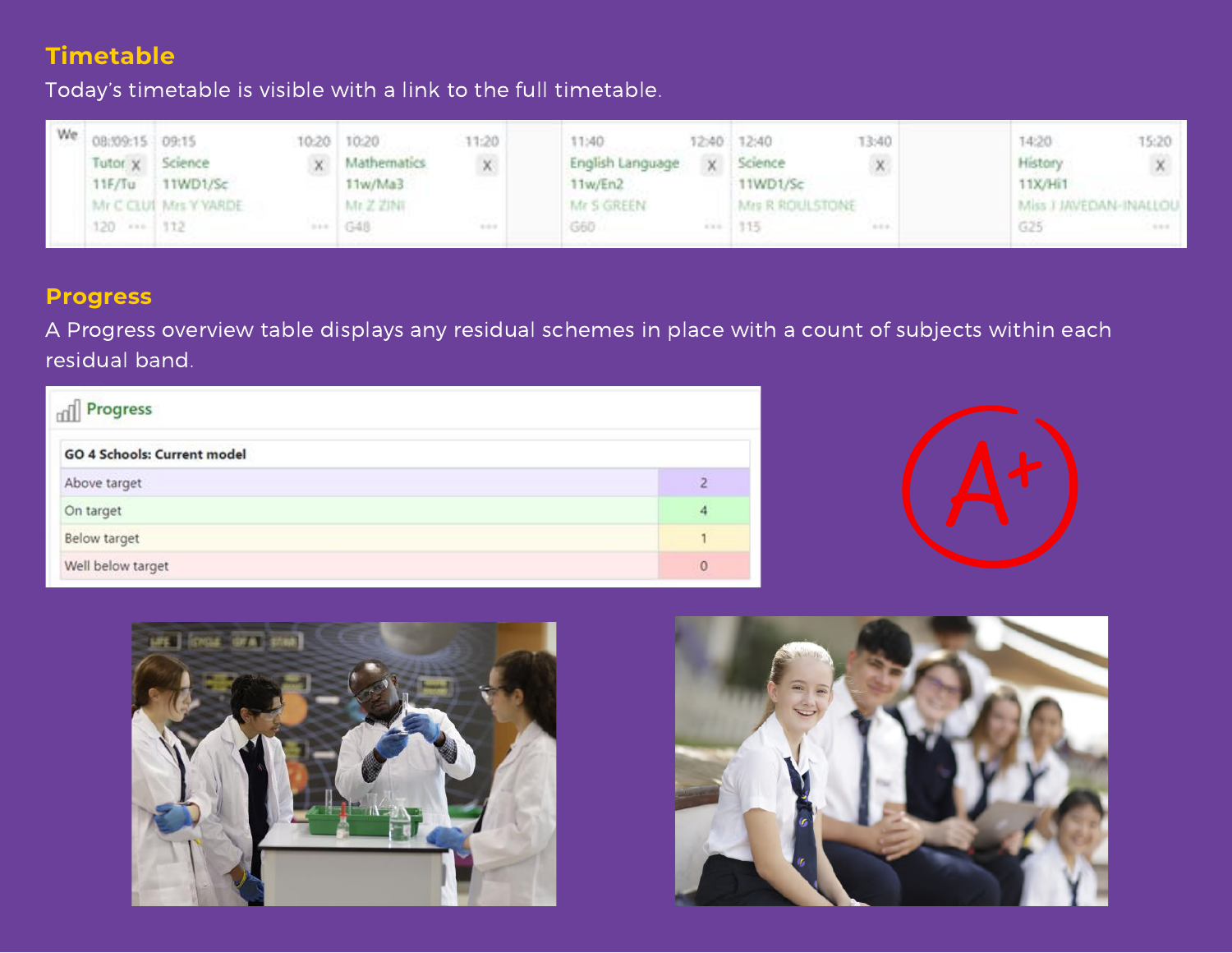## Timetable

Today's timetable is visible with a link to the full timetable.

| We | 08:09:15 | 09:15 10:20 | 10:20 11:20 | | 11:40 12:40 | 12:40 13:40 | | 14:20 15:20 |
|---|---|---|---|---|---|---|---|---|
| | Tutor | Science | Mathematics | | English Language | Science | | History |
| | 11F/Tu | 11WD1/Sc | 11w/Ma3 | | 11w/En2 | 11WD1/Sc | | 11X/Hi1 |
| | Mr C CLUI | Mrs Y YARDE | Mr Z ZINI | | Mr S GREEN | Mrs R ROULSTONE | | Miss J JAVEDAN-INALLOU |
| | 120 | 112 | G48 | | G60 | 115 | | G25 |

## Progress

A Progress overview table displays any residual schemes in place with a count of subjects within each residual band.

**Progress**

| GO 4 Schools: Current model | |
|---|---|
| Above target | 2 |
| On target | 4 |
| Below target | 1 |
| Well below target | 0 |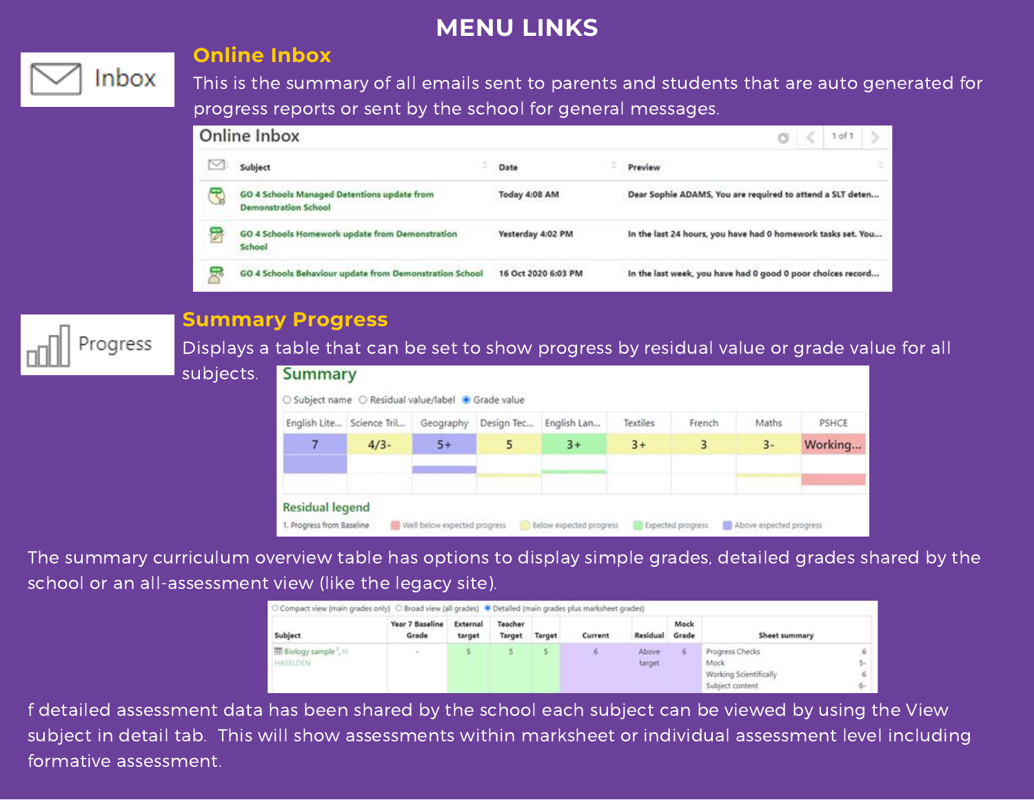# MENU LINKS

Inbox

## Online Inbox

This is the summary of all emails sent to parents and students that are auto generated for progress reports or sent by the school for general messages.

Online Inbox

1 of 1

| | Subject | Date | Preview |
|---|---|---|---|
| | GO 4 Schools Managed Detentions update from Demonstration School | Today 4:08 AM | Dear Sophie ADAMS, You are required to attend a SLT deten... |
| | GO 4 Schools Homework update from Demonstration School | Yesterday 4:02 PM | In the last 24 hours, you have had 0 homework tasks set. You... |
| | GO 4 Schools Behaviour update from Demonstration School | 16 Oct 2020 6:03 PM | In the last week, you have had 0 good 0 poor choices record... |

Progress

## Summary Progress

Displays a table that can be set to show progress by residual value or grade value for all subjects.

Summary

○ Subject name ○ Residual value/label ● Grade value

| English Lite... | Science Tril... | Geography | Design Tec... | English Lan... | Textiles | French | Maths | PSHCE |
|---|---|---|---|---|---|---|---|---|
| 7 | 4/3- | 5+ | 5 | 3+ | 3+ | 3 | 3- | Working... |

Residual legend

1. Progress from Baseline — Well below expected progress — Below expected progress — Expected progress — Above expected progress

The summary curriculum overview table has options to display simple grades, detailed grades shared by the school or an all-assessment view (like the legacy site).

○ Compact view (main grades only) ○ Broad view (all grades) ● Detailed (main grades plus marksheet grades)

| Subject | Year 7 Baseline Grade | External target | Teacher Target | Target | Current | Residual | Mock Grade | Sheet summary |
|---|---|---|---|---|---|---|---|---|
| Biology sample [1], H HASELDEN | - | 5 | 5 | 5 | 6 | Above target | 6 | Progress Checks 6<br>Mock 5-<br>Working Scientifically 6<br>Subject content 6- |

f detailed assessment data has been shared by the school each subject can be viewed by using the View subject in detail tab. This will show assessments within marksheet or individual assessment level including formative assessment.